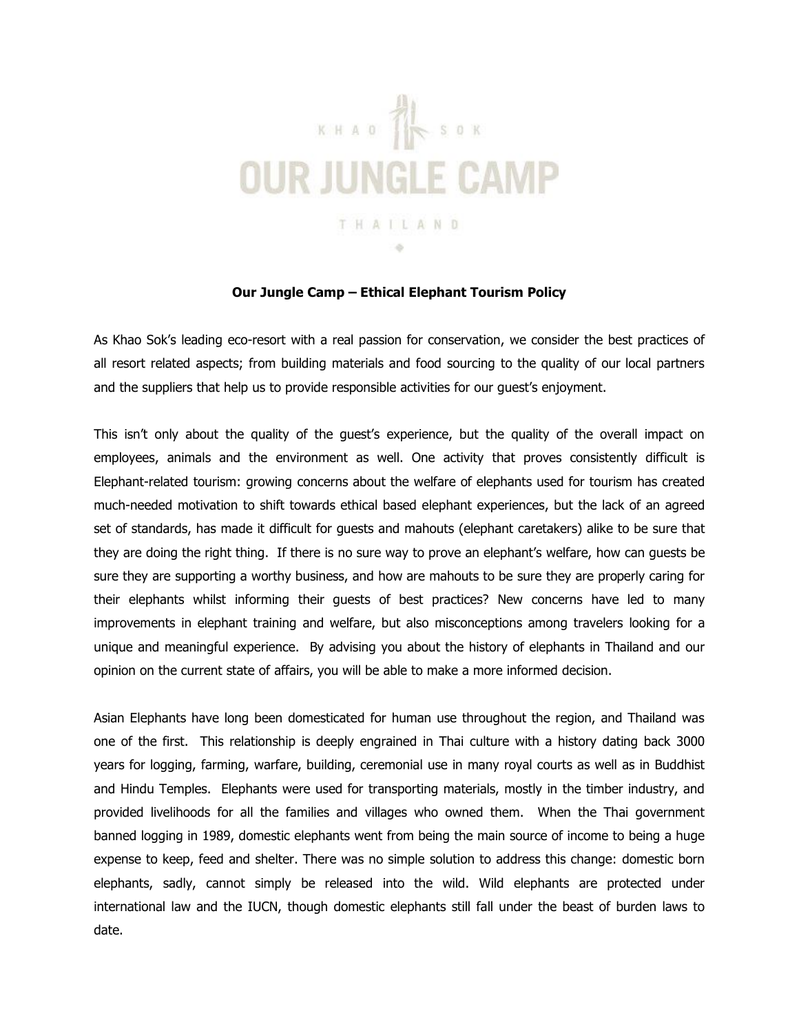KHAO SOK

OUR JUNGLE CAMP

THAILAND

**Our Jungle Camp – Ethical Elephant Tourism Policy**

As Khao Sok's leading eco-resort with a real passion for conservation, we consider the best practices of all resort related aspects; from building materials and food sourcing to the quality of our local partners and the suppliers that help us to provide responsible activities for our guest's enjoyment.

This isn't only about the quality of the guest's experience, but the quality of the overall impact on employees, animals and the environment as well. One activity that proves consistently difficult is Elephant-related tourism: growing concerns about the welfare of elephants used for tourism has created much-needed motivation to shift towards ethical based elephant experiences, but the lack of an agreed set of standards, has made it difficult for guests and mahouts (elephant caretakers) alike to be sure that they are doing the right thing. If there is no sure way to prove an elephant's welfare, how can guests be sure they are supporting a worthy business, and how are mahouts to be sure they are properly caring for their elephants whilst informing their guests of best practices? New concerns have led to many improvements in elephant training and welfare, but also misconceptions among travelers looking for a unique and meaningful experience. By advising you about the history of elephants in Thailand and our opinion on the current state of affairs, you will be able to make a more informed decision.

Asian Elephants have long been domesticated for human use throughout the region, and Thailand was one of the first. This relationship is deeply engrained in Thai culture with a history dating back 3000 years for logging, farming, warfare, building, ceremonial use in many royal courts as well as in Buddhist and Hindu Temples. Elephants were used for transporting materials, mostly in the timber industry, and provided livelihoods for all the families and villages who owned them. When the Thai government banned logging in 1989, domestic elephants went from being the main source of income to being a huge expense to keep, feed and shelter. There was no simple solution to address this change: domestic born elephants, sadly, cannot simply be released into the wild. Wild elephants are protected under international law and the IUCN, though domestic elephants still fall under the beast of burden laws to date.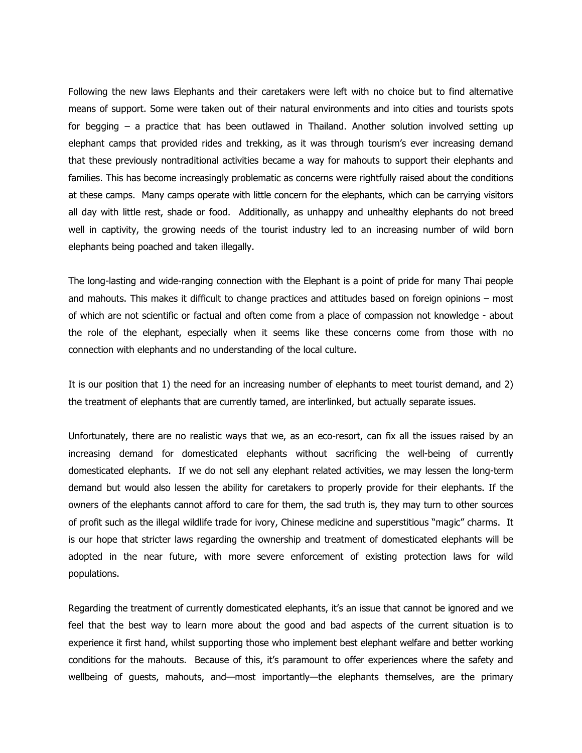Following the new laws Elephants and their caretakers were left with no choice but to find alternative means of support. Some were taken out of their natural environments and into cities and tourists spots for begging – a practice that has been outlawed in Thailand. Another solution involved setting up elephant camps that provided rides and trekking, as it was through tourism's ever increasing demand that these previously nontraditional activities became a way for mahouts to support their elephants and families. This has become increasingly problematic as concerns were rightfully raised about the conditions at these camps. Many camps operate with little concern for the elephants, which can be carrying visitors all day with little rest, shade or food. Additionally, as unhappy and unhealthy elephants do not breed well in captivity, the growing needs of the tourist industry led to an increasing number of wild born elephants being poached and taken illegally.

The long-lasting and wide-ranging connection with the Elephant is a point of pride for many Thai people and mahouts. This makes it difficult to change practices and attitudes based on foreign opinions – most of which are not scientific or factual and often come from a place of compassion not knowledge - about the role of the elephant, especially when it seems like these concerns come from those with no connection with elephants and no understanding of the local culture.

It is our position that 1) the need for an increasing number of elephants to meet tourist demand, and 2) the treatment of elephants that are currently tamed, are interlinked, but actually separate issues.

Unfortunately, there are no realistic ways that we, as an eco-resort, can fix all the issues raised by an increasing demand for domesticated elephants without sacrificing the well-being of currently domesticated elephants. If we do not sell any elephant related activities, we may lessen the long-term demand but would also lessen the ability for caretakers to properly provide for their elephants. If the owners of the elephants cannot afford to care for them, the sad truth is, they may turn to other sources of profit such as the illegal wildlife trade for ivory, Chinese medicine and superstitious "magic" charms. It is our hope that stricter laws regarding the ownership and treatment of domesticated elephants will be adopted in the near future, with more severe enforcement of existing protection laws for wild populations.

Regarding the treatment of currently domesticated elephants, it's an issue that cannot be ignored and we feel that the best way to learn more about the good and bad aspects of the current situation is to experience it first hand, whilst supporting those who implement best elephant welfare and better working conditions for the mahouts. Because of this, it's paramount to offer experiences where the safety and wellbeing of guests, mahouts, and—most importantly—the elephants themselves, are the primary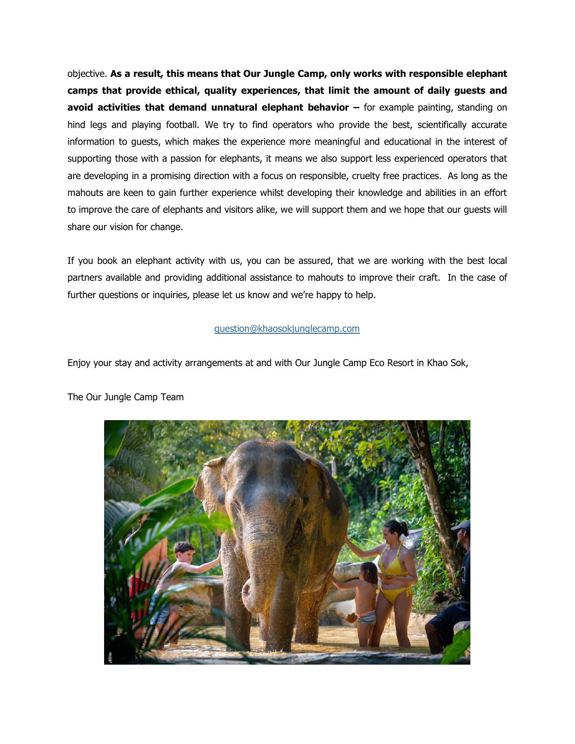objective. **As a result, this means that Our Jungle Camp, only works with responsible elephant camps that provide ethical, quality experiences, that limit the amount of daily guests and avoid activities that demand unnatural elephant behavior –** for example painting, standing on hind legs and playing football. We try to find operators who provide the best, scientifically accurate information to guests, which makes the experience more meaningful and educational in the interest of supporting those with a passion for elephants, it means we also support less experienced operators that are developing in a promising direction with a focus on responsible, cruelty free practices. As long as the mahouts are keen to gain further experience whilst developing their knowledge and abilities in an effort to improve the care of elephants and visitors alike, we will support them and we hope that our guests will share our vision for change.

If you book an elephant activity with us, you can be assured, that we are working with the best local partners available and providing additional assistance to mahouts to improve their craft. In the case of further questions or inquiries, please let us know and we're happy to help.

question@khaosokjunglecamp.com

Enjoy your stay and activity arrangements at and with Our Jungle Camp Eco Resort in Khao Sok,

The Our Jungle Camp Team